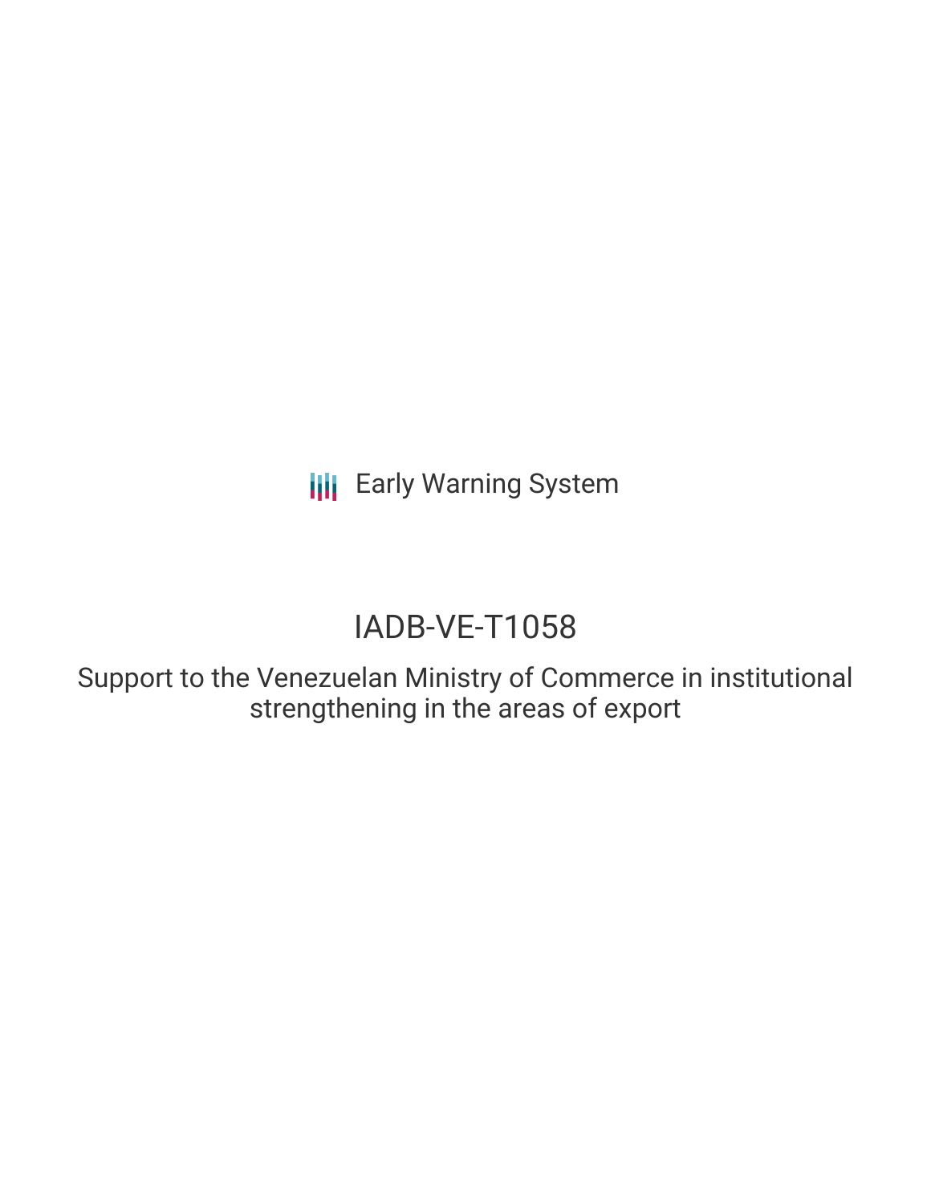Early Warning System

# IADB-VE-T1058

## Support to the Venezuelan Ministry of Commerce in institutional strengthening in the areas of export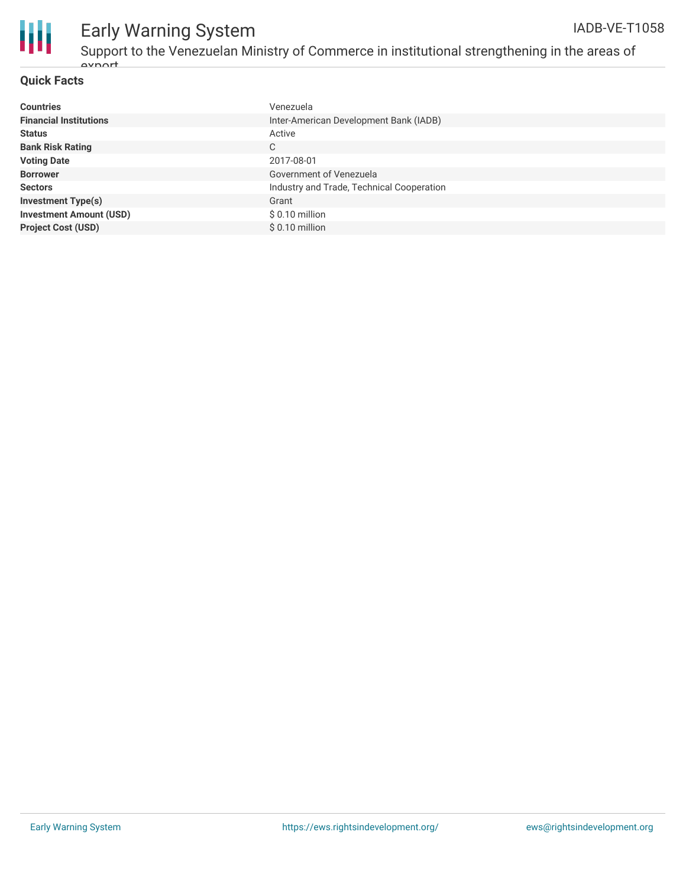## Quick Facts

| | |
|---|---|
| **Countries** | Venezuela |
| **Financial Institutions** | Inter-American Development Bank (IADB) |
| **Status** | Active |
| **Bank Risk Rating** | C |
| **Voting Date** | 2017-08-01 |
| **Borrower** | Government of Venezuela |
| **Sectors** | Industry and Trade, Technical Cooperation |
| **Investment Type(s)** | Grant |
| **Investment Amount (USD)** | $ 0.10 million |
| **Project Cost (USD)** | $ 0.10 million |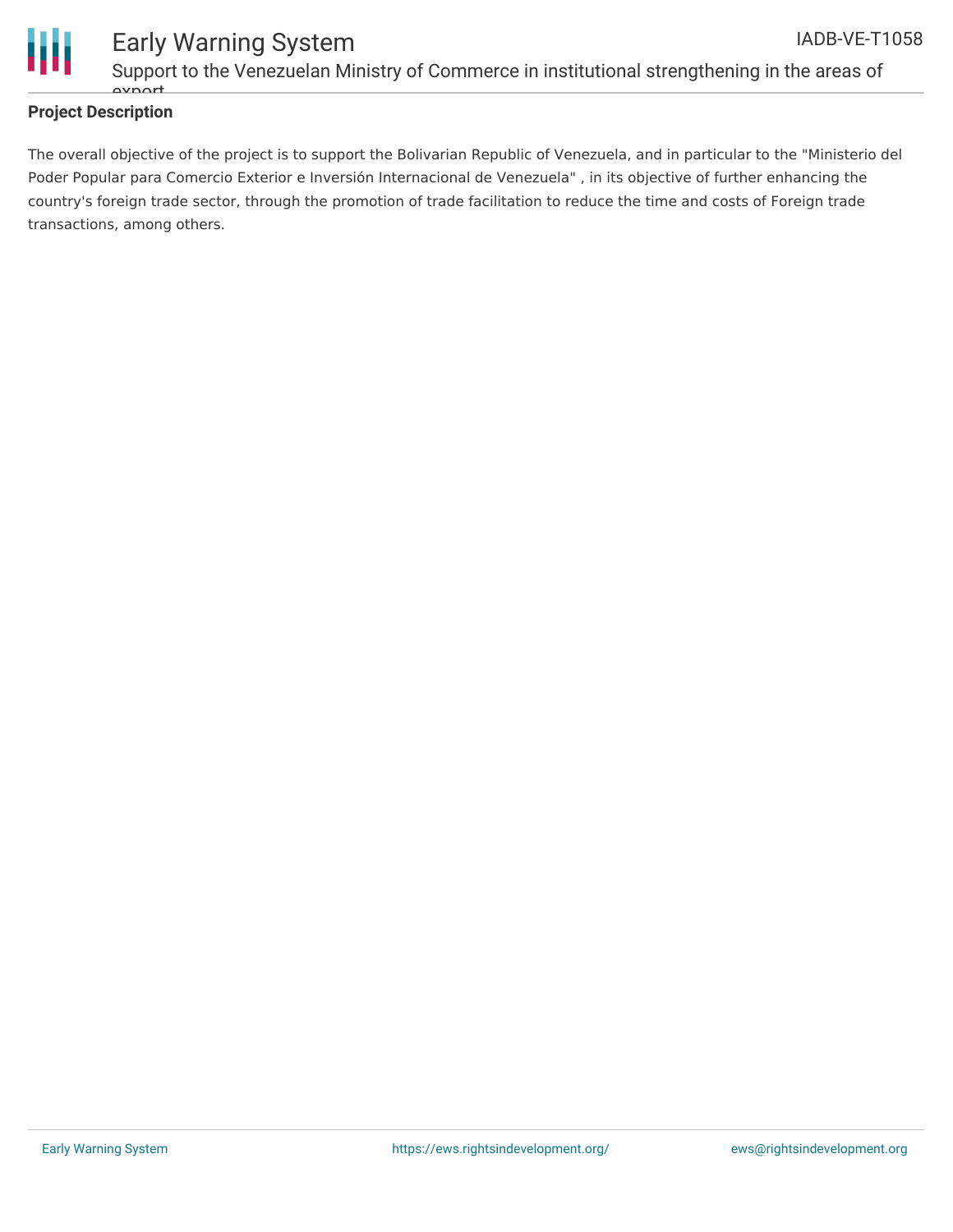## Project Description

The overall objective of the project is to support the Bolivarian Republic of Venezuela, and in particular to the "Ministerio del Poder Popular para Comercio Exterior e Inversión Internacional de Venezuela" , in its objective of further enhancing the country's foreign trade sector, through the promotion of trade facilitation to reduce the time and costs of Foreign trade transactions, among others.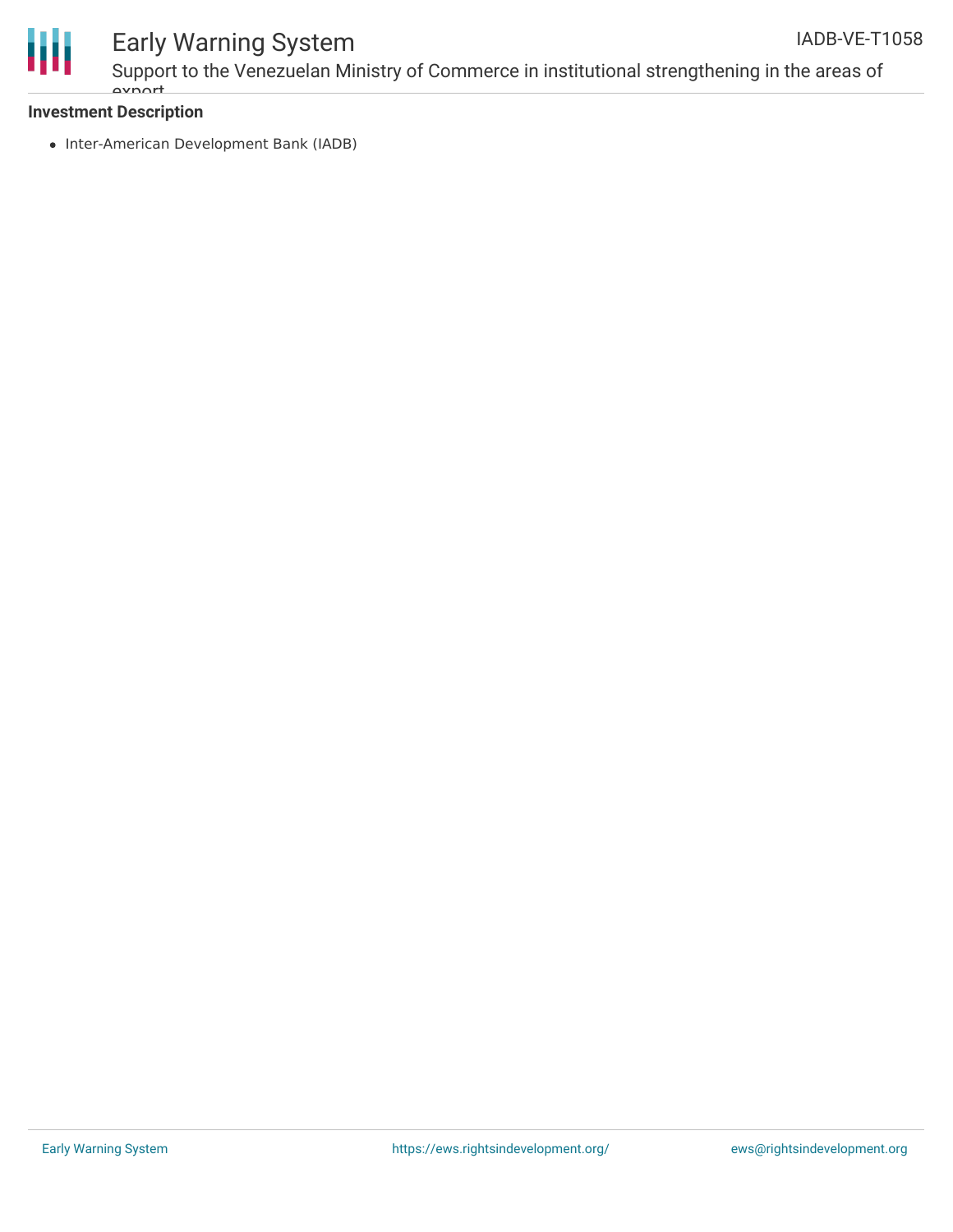**Investment Description**

- Inter-American Development Bank (IADB)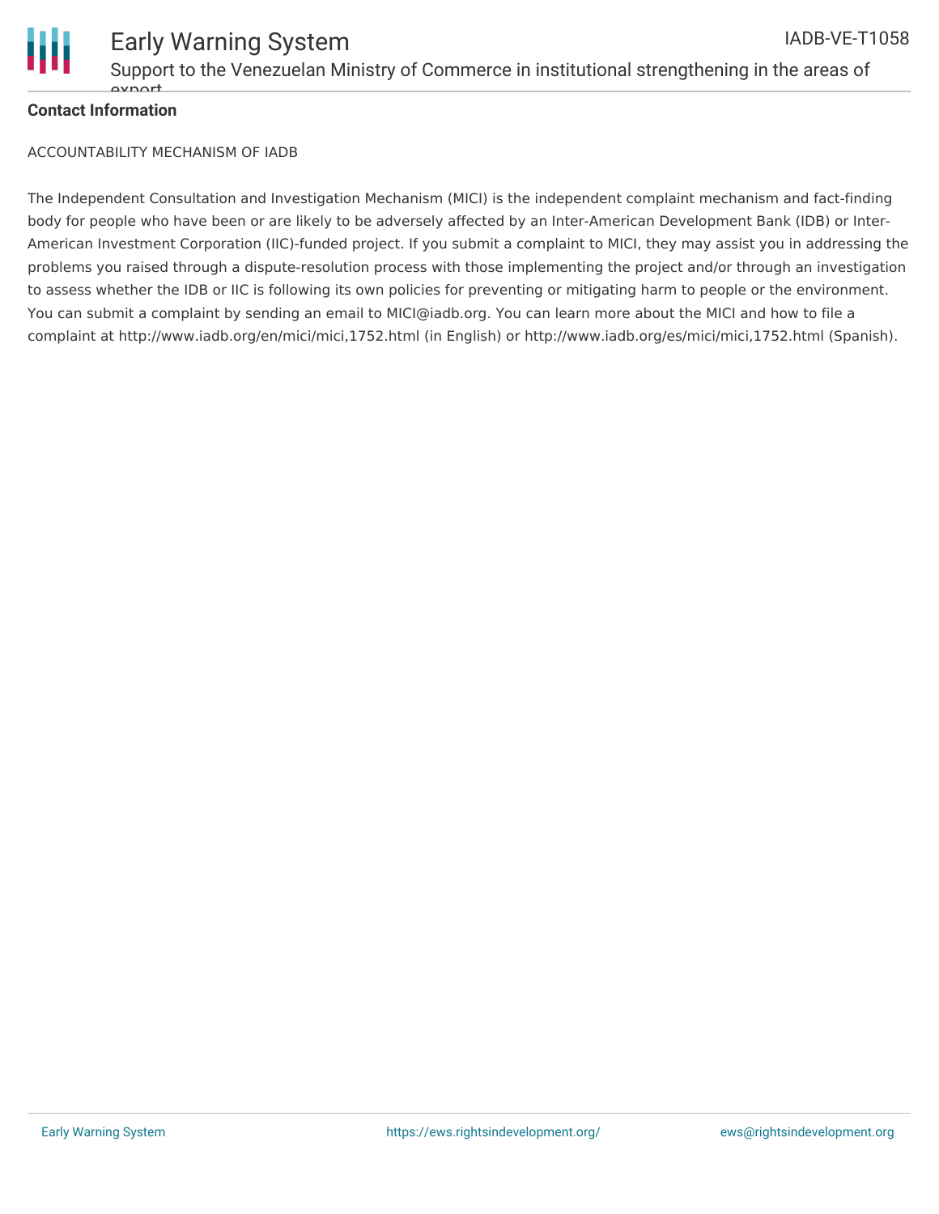**Contact Information**

ACCOUNTABILITY MECHANISM OF IADB

The Independent Consultation and Investigation Mechanism (MICI) is the independent complaint mechanism and fact-finding body for people who have been or are likely to be adversely affected by an Inter-American Development Bank (IDB) or Inter-American Investment Corporation (IIC)-funded project. If you submit a complaint to MICI, they may assist you in addressing the problems you raised through a dispute-resolution process with those implementing the project and/or through an investigation to assess whether the IDB or IIC is following its own policies for preventing or mitigating harm to people or the environment. You can submit a complaint by sending an email to MICI@iadb.org. You can learn more about the MICI and how to file a complaint at http://www.iadb.org/en/mici/mici,1752.html (in English) or http://www.iadb.org/es/mici/mici,1752.html (Spanish).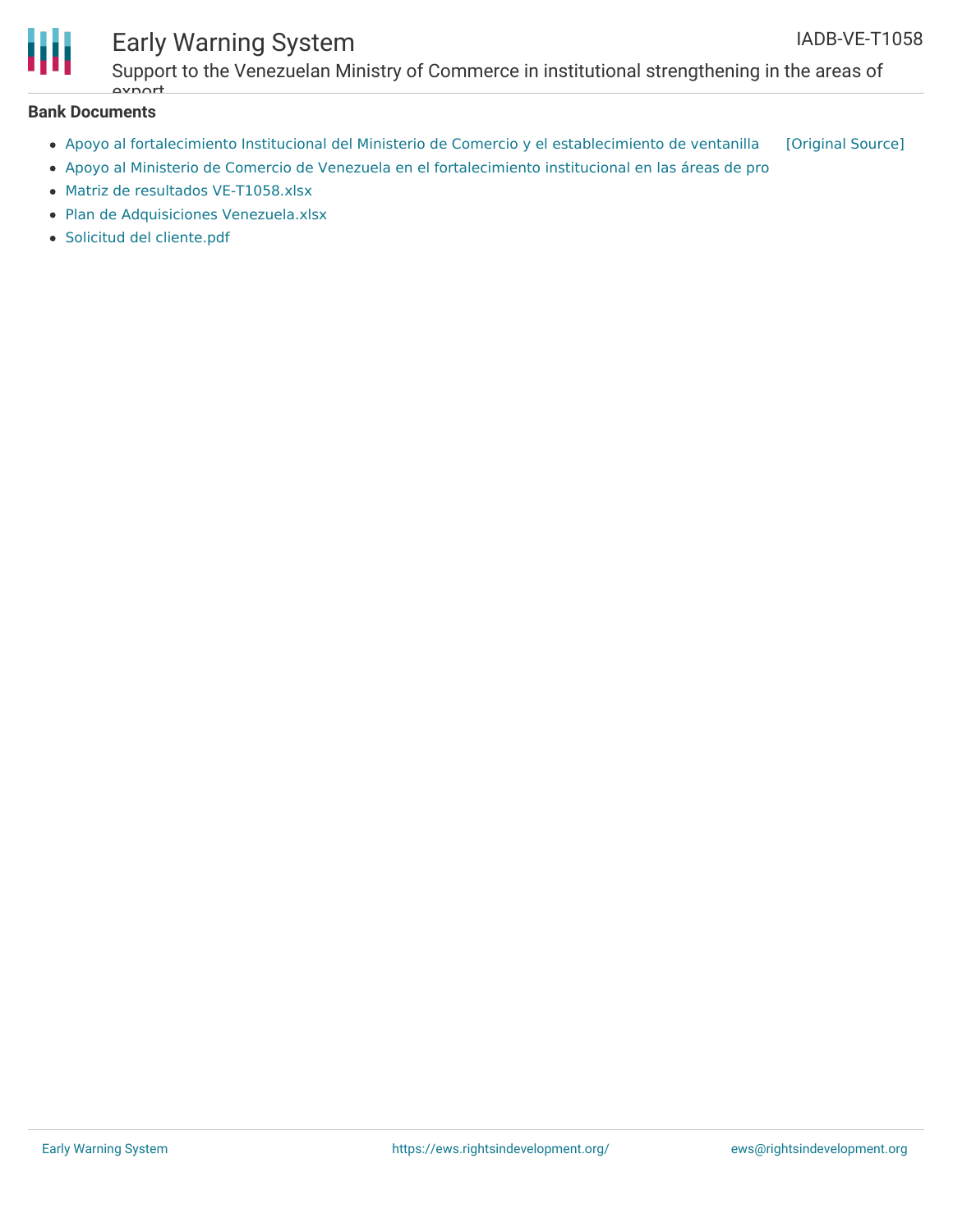## Bank Documents

- Apoyo al fortalecimiento Institucional del Ministerio de Comercio y el establecimiento de ventanilla [Original Source]
- Apoyo al Ministerio de Comercio de Venezuela en el fortalecimiento institucional en las áreas de pro
- Matriz de resultados VE-T1058.xlsx
- Plan de Adquisiciones Venezuela.xlsx
- Solicitud del cliente.pdf